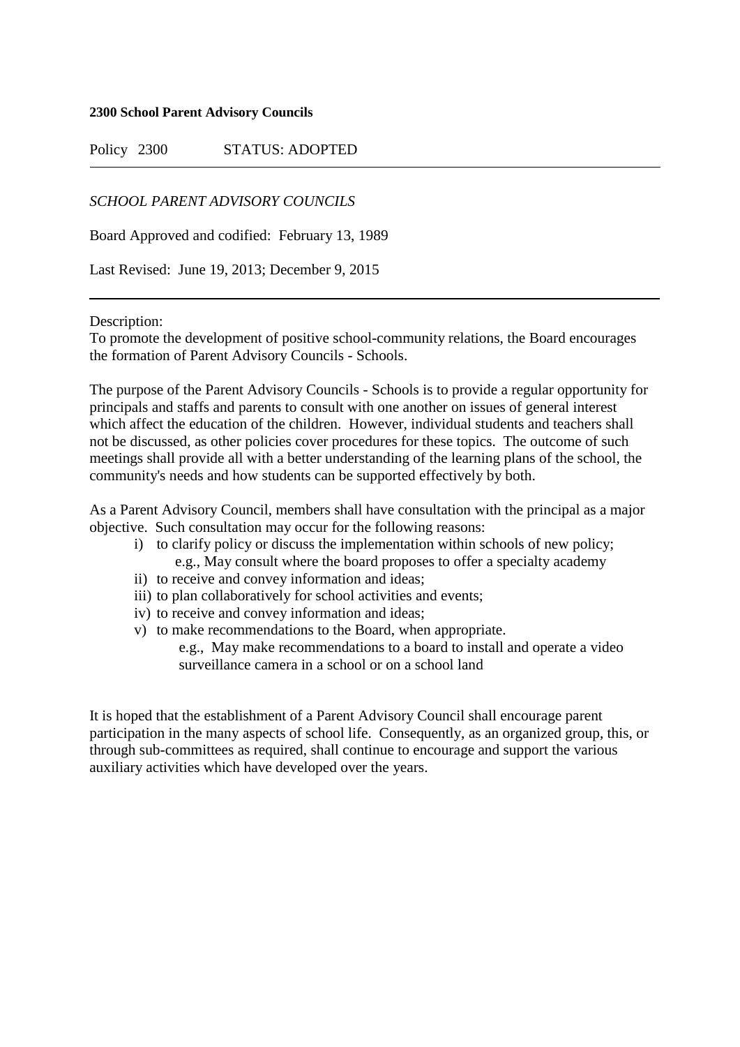**2300 School Parent Advisory Councils**

Policy 2300 STATUS: ADOPTED

---

*SCHOOL PARENT ADVISORY COUNCILS*

Board Approved and codified: February 13, 1989

Last Revised: June 19, 2013; December 9, 2015

---

Description:
To promote the development of positive school-community relations, the Board encourages the formation of Parent Advisory Councils - Schools.

The purpose of the Parent Advisory Councils - Schools is to provide a regular opportunity for principals and staffs and parents to consult with one another on issues of general interest which affect the education of the children. However, individual students and teachers shall not be discussed, as other policies cover procedures for these topics. The outcome of such meetings shall provide all with a better understanding of the learning plans of the school, the community's needs and how students can be supported effectively by both.

As a Parent Advisory Council, members shall have consultation with the principal as a major objective. Such consultation may occur for the following reasons:

i) to clarify policy or discuss the implementation within schools of new policy;
   e.g., May consult where the board proposes to offer a specialty academy
ii) to receive and convey information and ideas;
iii) to plan collaboratively for school activities and events;
iv) to receive and convey information and ideas;
v) to make recommendations to the Board, when appropriate.
   e.g., May make recommendations to a board to install and operate a video surveillance camera in a school or on a school land

It is hoped that the establishment of a Parent Advisory Council shall encourage parent participation in the many aspects of school life. Consequently, as an organized group, this, or through sub-committees as required, shall continue to encourage and support the various auxiliary activities which have developed over the years.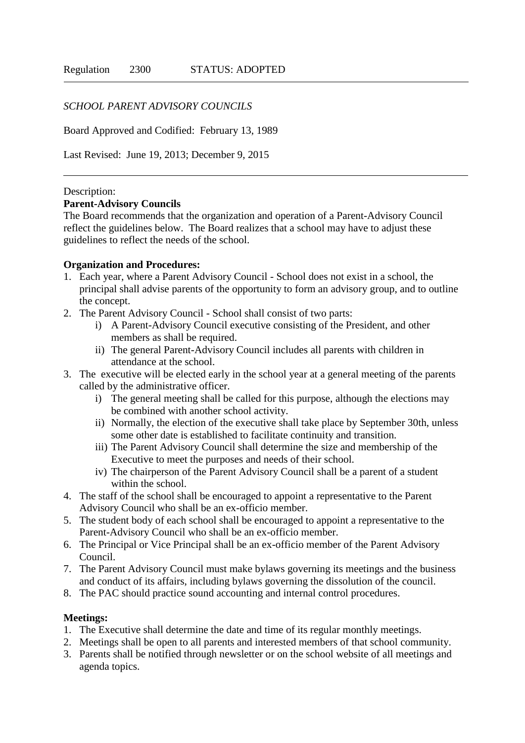Regulation 2300 STATUS: ADOPTED

---

*SCHOOL PARENT ADVISORY COUNCILS*

Board Approved and Codified: February 13, 1989

Last Revised: June 19, 2013; December 9, 2015

---

Description:

**Parent-Advisory Councils**

The Board recommends that the organization and operation of a Parent-Advisory Council reflect the guidelines below. The Board realizes that a school may have to adjust these guidelines to reflect the needs of the school.

**Organization and Procedures:**

1. Each year, where a Parent Advisory Council - School does not exist in a school, the principal shall advise parents of the opportunity to form an advisory group, and to outline the concept.
2. The Parent Advisory Council - School shall consist of two parts:
   i) A Parent-Advisory Council executive consisting of the President, and other members as shall be required.
   ii) The general Parent-Advisory Council includes all parents with children in attendance at the school.
3. The executive will be elected early in the school year at a general meeting of the parents called by the administrative officer.
   i) The general meeting shall be called for this purpose, although the elections may be combined with another school activity.
   ii) Normally, the election of the executive shall take place by September 30th, unless some other date is established to facilitate continuity and transition.
   iii) The Parent Advisory Council shall determine the size and membership of the Executive to meet the purposes and needs of their school.
   iv) The chairperson of the Parent Advisory Council shall be a parent of a student within the school.
4. The staff of the school shall be encouraged to appoint a representative to the Parent Advisory Council who shall be an ex-officio member.
5. The student body of each school shall be encouraged to appoint a representative to the Parent-Advisory Council who shall be an ex-officio member.
6. The Principal or Vice Principal shall be an ex-officio member of the Parent Advisory Council.
7. The Parent Advisory Council must make bylaws governing its meetings and the business and conduct of its affairs, including bylaws governing the dissolution of the council.
8. The PAC should practice sound accounting and internal control procedures.

**Meetings:**

1. The Executive shall determine the date and time of its regular monthly meetings.
2. Meetings shall be open to all parents and interested members of that school community.
3. Parents shall be notified through newsletter or on the school website of all meetings and agenda topics.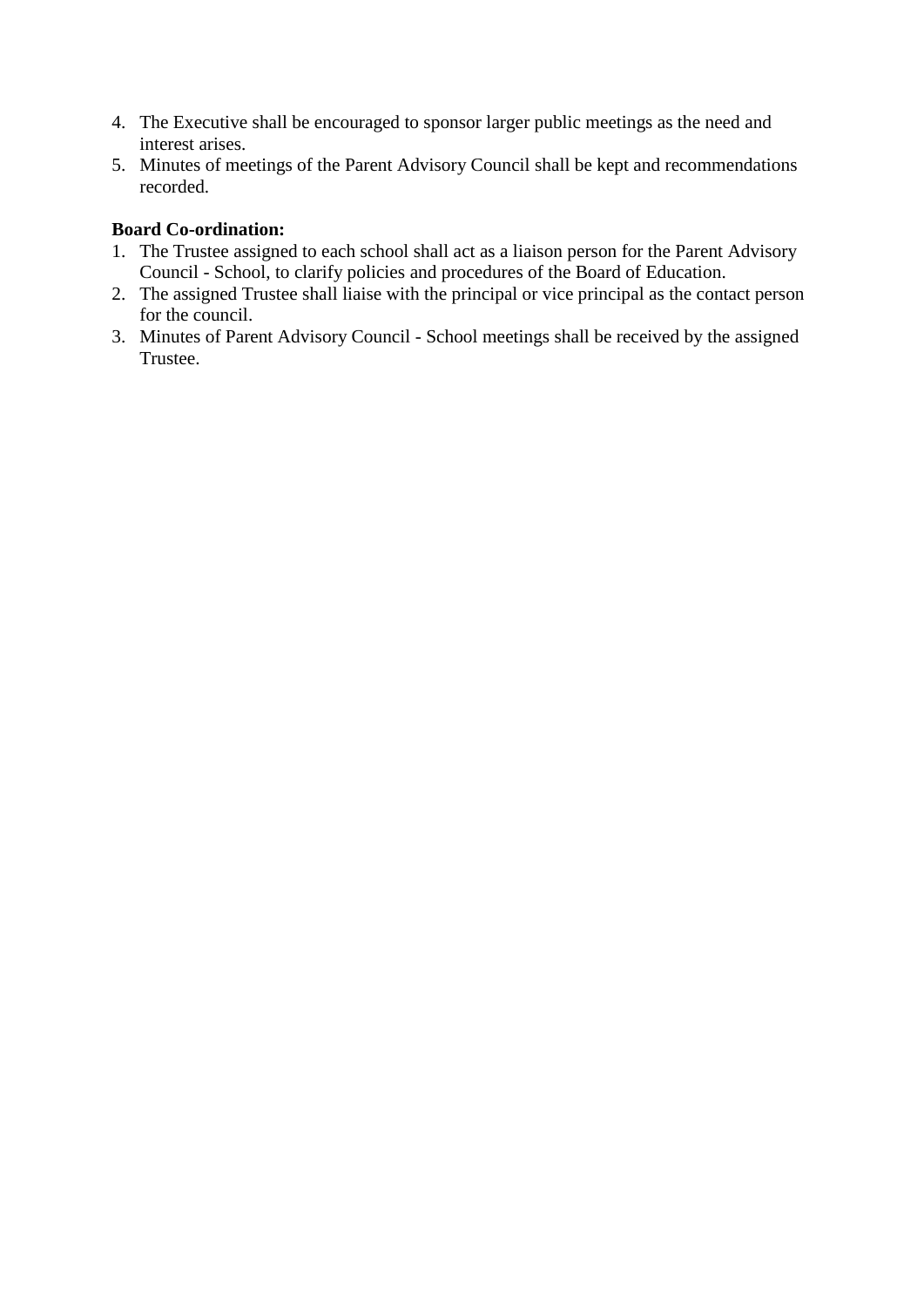4. The Executive shall be encouraged to sponsor larger public meetings as the need and interest arises.
5. Minutes of meetings of the Parent Advisory Council shall be kept and recommendations recorded.

**Board Co-ordination:**

1. The Trustee assigned to each school shall act as a liaison person for the Parent Advisory Council - School, to clarify policies and procedures of the Board of Education.
2. The assigned Trustee shall liaise with the principal or vice principal as the contact person for the council.
3. Minutes of Parent Advisory Council - School meetings shall be received by the assigned Trustee.